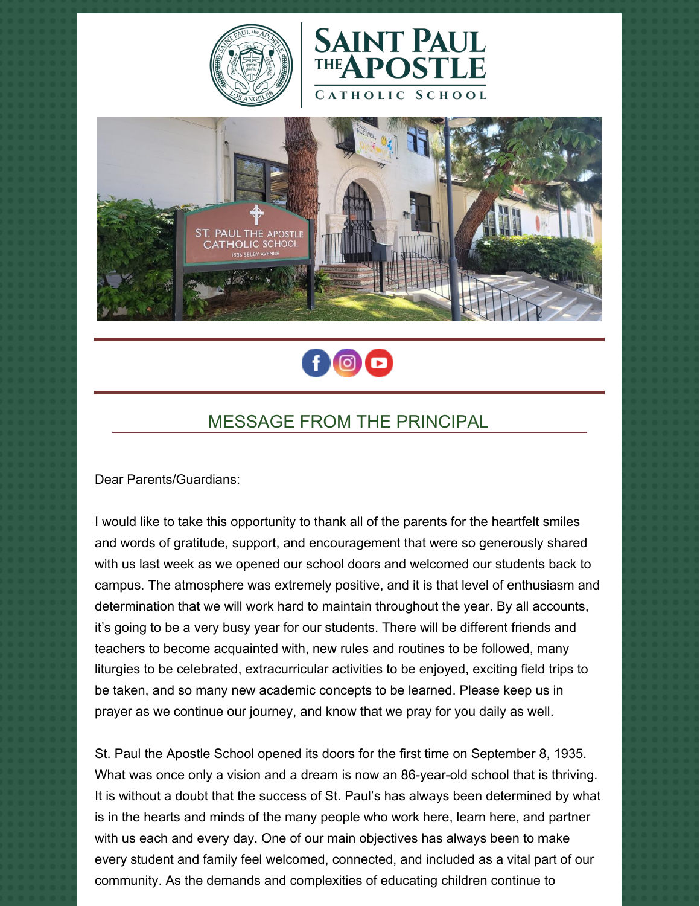# SAINT PAUL THE APOSTLE CATHOLIC SCHOOL

## MESSAGE FROM THE PRINCIPAL

Dear Parents/Guardians:

I would like to take this opportunity to thank all of the parents for the heartfelt smiles and words of gratitude, support, and encouragement that were so generously shared with us last week as we opened our school doors and welcomed our students back to campus. The atmosphere was extremely positive, and it is that level of enthusiasm and determination that we will work hard to maintain throughout the year. By all accounts, it's going to be a very busy year for our students. There will be different friends and teachers to become acquainted with, new rules and routines to be followed, many liturgies to be celebrated, extracurricular activities to be enjoyed, exciting field trips to be taken, and so many new academic concepts to be learned. Please keep us in prayer as we continue our journey, and know that we pray for you daily as well.

St. Paul the Apostle School opened its doors for the first time on September 8, 1935. What was once only a vision and a dream is now an 86-year-old school that is thriving. It is without a doubt that the success of St. Paul's has always been determined by what is in the hearts and minds of the many people who work here, learn here, and partner with us each and every day. One of our main objectives has always been to make every student and family feel welcomed, connected, and included as a vital part of our community. As the demands and complexities of educating children continue to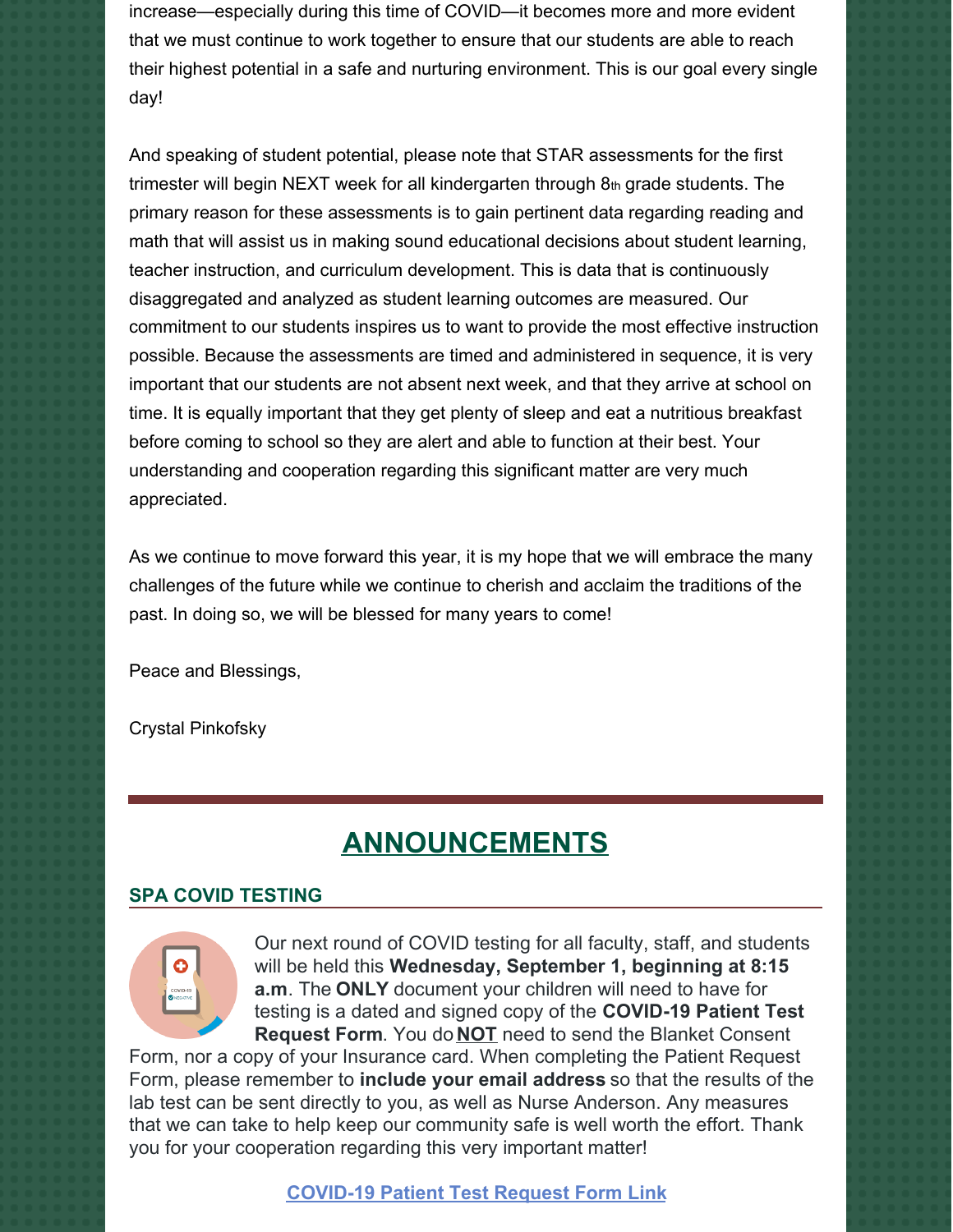increase—especially during this time of COVID—it becomes more and more evident that we must continue to work together to ensure that our students are able to reach their highest potential in a safe and nurturing environment. This is our goal every single day!

And speaking of student potential, please note that STAR assessments for the first trimester will begin NEXT week for all kindergarten through 8th grade students. The primary reason for these assessments is to gain pertinent data regarding reading and math that will assist us in making sound educational decisions about student learning, teacher instruction, and curriculum development. This is data that is continuously disaggregated and analyzed as student learning outcomes are measured. Our commitment to our students inspires us to want to provide the most effective instruction possible. Because the assessments are timed and administered in sequence, it is very important that our students are not absent next week, and that they arrive at school on time. It is equally important that they get plenty of sleep and eat a nutritious breakfast before coming to school so they are alert and able to function at their best. Your understanding and cooperation regarding this significant matter are very much appreciated.

As we continue to move forward this year, it is my hope that we will embrace the many challenges of the future while we continue to cherish and acclaim the traditions of the past. In doing so, we will be blessed for many years to come!

Peace and Blessings,

Crystal Pinkofsky

# ANNOUNCEMENTS

### SPA COVID TESTING

Our next round of COVID testing for all faculty, staff, and students will be held this **Wednesday, September 1, beginning at 8:15 a.m**. The **ONLY** document your children will need to have for testing is a dated and signed copy of the **COVID-19 Patient Test Request Form**. You do **NOT** need to send the Blanket Consent Form, nor a copy of your Insurance card. When completing the Patient Request Form, please remember to **include your email address** so that the results of the lab test can be sent directly to you, as well as Nurse Anderson. Any measures that we can take to help keep our community safe is well worth the effort. Thank you for your cooperation regarding this very important matter!

**COVID-19 Patient Test Request Form Link**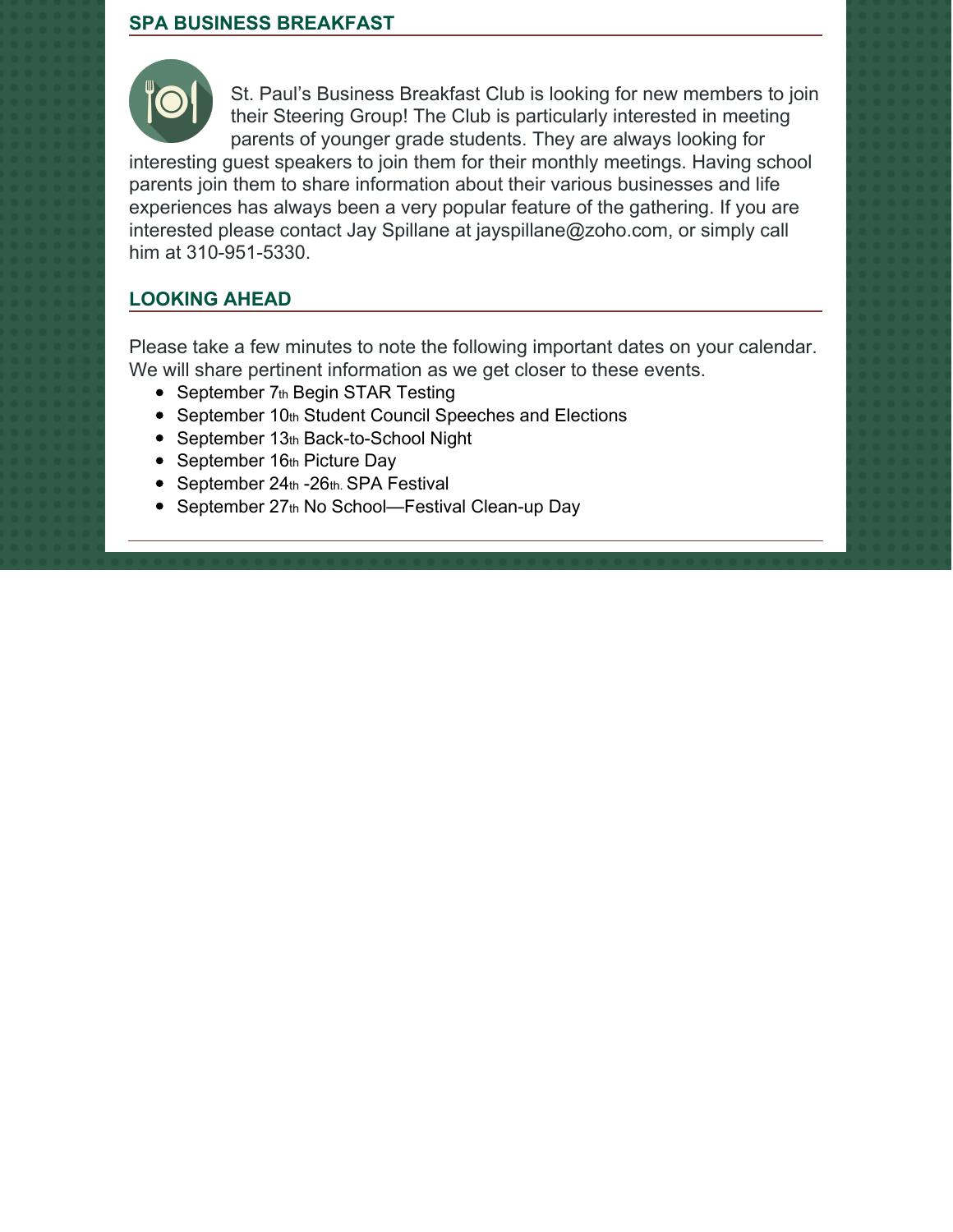## SPA BUSINESS BREAKFAST

St. Paul's Business Breakfast Club is looking for new members to join their Steering Group! The Club is particularly interested in meeting parents of younger grade students. They are always looking for interesting guest speakers to join them for their monthly meetings. Having school parents join them to share information about their various businesses and life experiences has always been a very popular feature of the gathering. If you are interested please contact Jay Spillane at jayspillane@zoho.com, or simply call him at 310-951-5330.

## LOOKING AHEAD

Please take a few minutes to note the following important dates on your calendar. We will share pertinent information as we get closer to these events.

- September 7th Begin STAR Testing
- September 10th Student Council Speeches and Elections
- September 13th Back-to-School Night
- September 16th Picture Day
- September 24th -26th. SPA Festival
- September 27th No School—Festival Clean-up Day